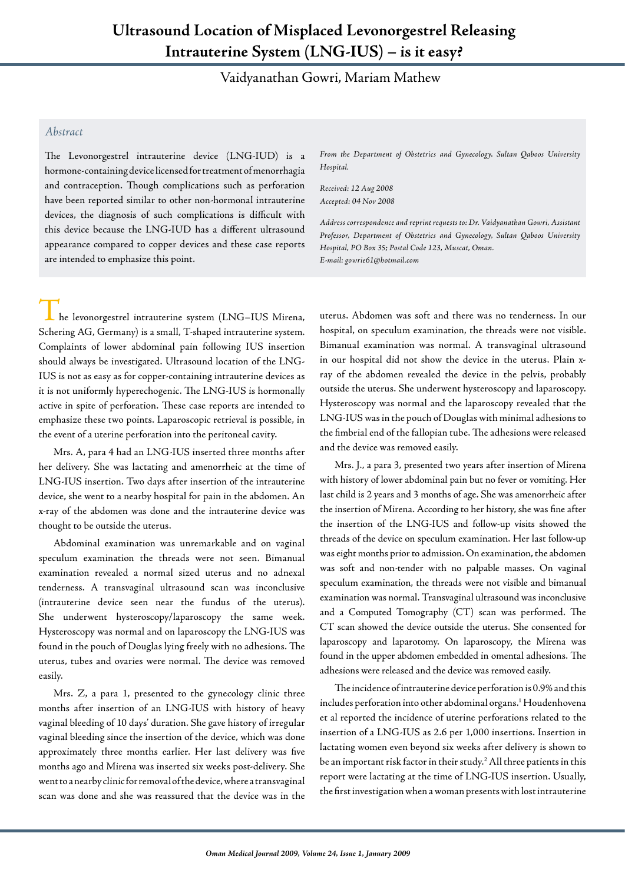# Ultrasound Location of Misplaced Levonorgestrel Releasing Intrauterine System (LNG-IUS) – is it easy?

Vaidyanathan Gowri, Mariam Mathew

## *Abstract*

The Levonorgestrel intrauterine device (LNG-IUD) is a hormone-containing device licensed for treatment of menorrhagia and contraception. Though complications such as perforation have been reported similar to other non-hormonal intrauterine devices, the diagnosis of such complications is difficult with this device because the LNG-IUD has a different ultrasound appearance compared to copper devices and these case reports are intended to emphasize this point.

*From the Department of Obstetrics and Gynecology, Sultan Qaboos University Hospital.*

*Received: 12 Aug 2008*
*Accepted: 04 Nov 2008*

*Address correspondence and reprint requests to: Dr. Vaidyanathan Gowri, Assistant Professor, Department of Obstetrics and Gynecology, Sultan Qaboos University Hospital, PO Box 35; Postal Code 123, Muscat, Oman.*
*E-mail: gowrie61@hotmail.com*

The levonorgestrel intrauterine system (LNG–IUS Mirena, Schering AG, Germany) is a small, T-shaped intrauterine system. Complaints of lower abdominal pain following IUS insertion should always be investigated. Ultrasound location of the LNG-IUS is not as easy as for copper-containing intrauterine devices as it is not uniformly hyperechogenic. The LNG-IUS is hormonally active in spite of perforation. These case reports are intended to emphasize these two points. Laparoscopic retrieval is possible, in the event of a uterine perforation into the peritoneal cavity.

Mrs. A, para 4 had an LNG-IUS inserted three months after her delivery. She was lactating and amenorrheic at the time of LNG-IUS insertion. Two days after insertion of the intrauterine device, she went to a nearby hospital for pain in the abdomen. An x-ray of the abdomen was done and the intrauterine device was thought to be outside the uterus.

Abdominal examination was unremarkable and on vaginal speculum examination the threads were not seen. Bimanual examination revealed a normal sized uterus and no adnexal tenderness. A transvaginal ultrasound scan was inconclusive (intrauterine device seen near the fundus of the uterus). She underwent hysteroscopy/laparoscopy the same week. Hysteroscopy was normal and on laparoscopy the LNG-IUS was found in the pouch of Douglas lying freely with no adhesions. The uterus, tubes and ovaries were normal. The device was removed easily.

Mrs. Z, a para 1, presented to the gynecology clinic three months after insertion of an LNG-IUS with history of heavy vaginal bleeding of 10 days' duration. She gave history of irregular vaginal bleeding since the insertion of the device, which was done approximately three months earlier. Her last delivery was five months ago and Mirena was inserted six weeks post-delivery. She went to a nearby clinic for removal of the device, where a transvaginal scan was done and she was reassured that the device was in the uterus. Abdomen was soft and there was no tenderness. In our hospital, on speculum examination, the threads were not visible. Bimanual examination was normal. A transvaginal ultrasound in our hospital did not show the device in the uterus. Plain x-ray of the abdomen revealed the device in the pelvis, probably outside the uterus. She underwent hysteroscopy and laparoscopy. Hysteroscopy was normal and the laparoscopy revealed that the LNG-IUS was in the pouch of Douglas with minimal adhesions to the fimbrial end of the fallopian tube. The adhesions were released and the device was removed easily.

Mrs. J., a para 3, presented two years after insertion of Mirena with history of lower abdominal pain but no fever or vomiting. Her last child is 2 years and 3 months of age. She was amenorrheic after the insertion of Mirena. According to her history, she was fine after the insertion of the LNG-IUS and follow-up visits showed the threads of the device on speculum examination. Her last follow-up was eight months prior to admission. On examination, the abdomen was soft and non-tender with no palpable masses. On vaginal speculum examination, the threads were not visible and bimanual examination was normal. Transvaginal ultrasound was inconclusive and a Computed Tomography (CT) scan was performed. The CT scan showed the device outside the uterus. She consented for laparoscopy and laparotomy. On laparoscopy, the Mirena was found in the upper abdomen embedded in omental adhesions. The adhesions were released and the device was removed easily.

The incidence of intrauterine device perforation is 0.9% and this includes perforation into other abdominal organs.[1] Houdenhovena et al reported the incidence of uterine perforations related to the insertion of a LNG-IUS as 2.6 per 1,000 insertions. Insertion in lactating women even beyond six weeks after delivery is shown to be an important risk factor in their study.[2] All three patients in this report were lactating at the time of LNG-IUS insertion. Usually, the first investigation when a woman presents with lost intrauterine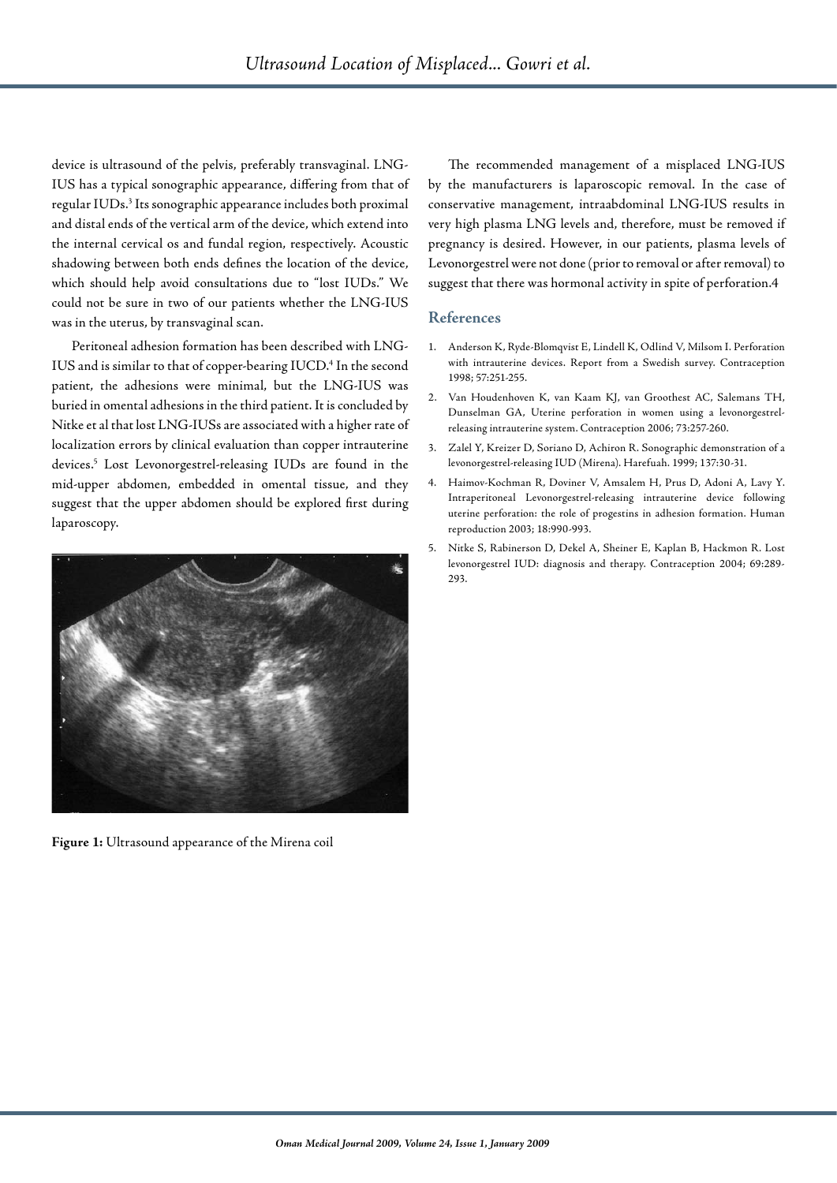device is ultrasound of the pelvis, preferably transvaginal. LNG-IUS has a typical sonographic appearance, differing from that of regular IUDs.[3] Its sonographic appearance includes both proximal and distal ends of the vertical arm of the device, which extend into the internal cervical os and fundal region, respectively. Acoustic shadowing between both ends defines the location of the device, which should help avoid consultations due to "lost IUDs." We could not be sure in two of our patients whether the LNG-IUS was in the uterus, by transvaginal scan.

Peritoneal adhesion formation has been described with LNG-IUS and is similar to that of copper-bearing IUCD.[4] In the second patient, the adhesions were minimal, but the LNG-IUS was buried in omental adhesions in the third patient. It is concluded by Nitke et al that lost LNG-IUSs are associated with a higher rate of localization errors by clinical evaluation than copper intrauterine devices.[5] Lost Levonorgestrel-releasing IUDs are found in the mid-upper abdomen, embedded in omental tissue, and they suggest that the upper abdomen should be explored first during laparoscopy.

**Figure 1:** Ultrasound appearance of the Mirena coil

The recommended management of a misplaced LNG-IUS by the manufacturers is laparoscopic removal. In the case of conservative management, intraabdominal LNG-IUS results in very high plasma LNG levels and, therefore, must be removed if pregnancy is desired. However, in our patients, plasma levels of Levonorgestrel were not done (prior to removal or after removal) to suggest that there was hormonal activity in spite of perforation.4

## References

1. Anderson K, Ryde-Blomqvist E, Lindell K, Odlind V, Milsom I. Perforation with intrauterine devices. Report from a Swedish survey. Contraception 1998; 57:251-255.
2. Van Houdenhoven K, van Kaam KJ, van Groothest AC, Salemans TH, Dunselman GA, Uterine perforation in women using a levonorgestrel-releasing intrauterine system. Contraception 2006; 73:257-260.
3. Zalel Y, Kreizer D, Soriano D, Achiron R. Sonographic demonstration of a levonorgestrel-releasing IUD (Mirena). Harefuah. 1999; 137:30-31.
4. Haimov-Kochman R, Doviner V, Amsalem H, Prus D, Adoni A, Lavy Y. Intraperitoneal Levonorgestrel-releasing intrauterine device following uterine perforation: the role of progestins in adhesion formation. Human reproduction 2003; 18:990-993.
5. Nitke S, Rabinerson D, Dekel A, Sheiner E, Kaplan B, Hackmon R. Lost levonorgestrel IUD: diagnosis and therapy. Contraception 2004; 69:289-293.